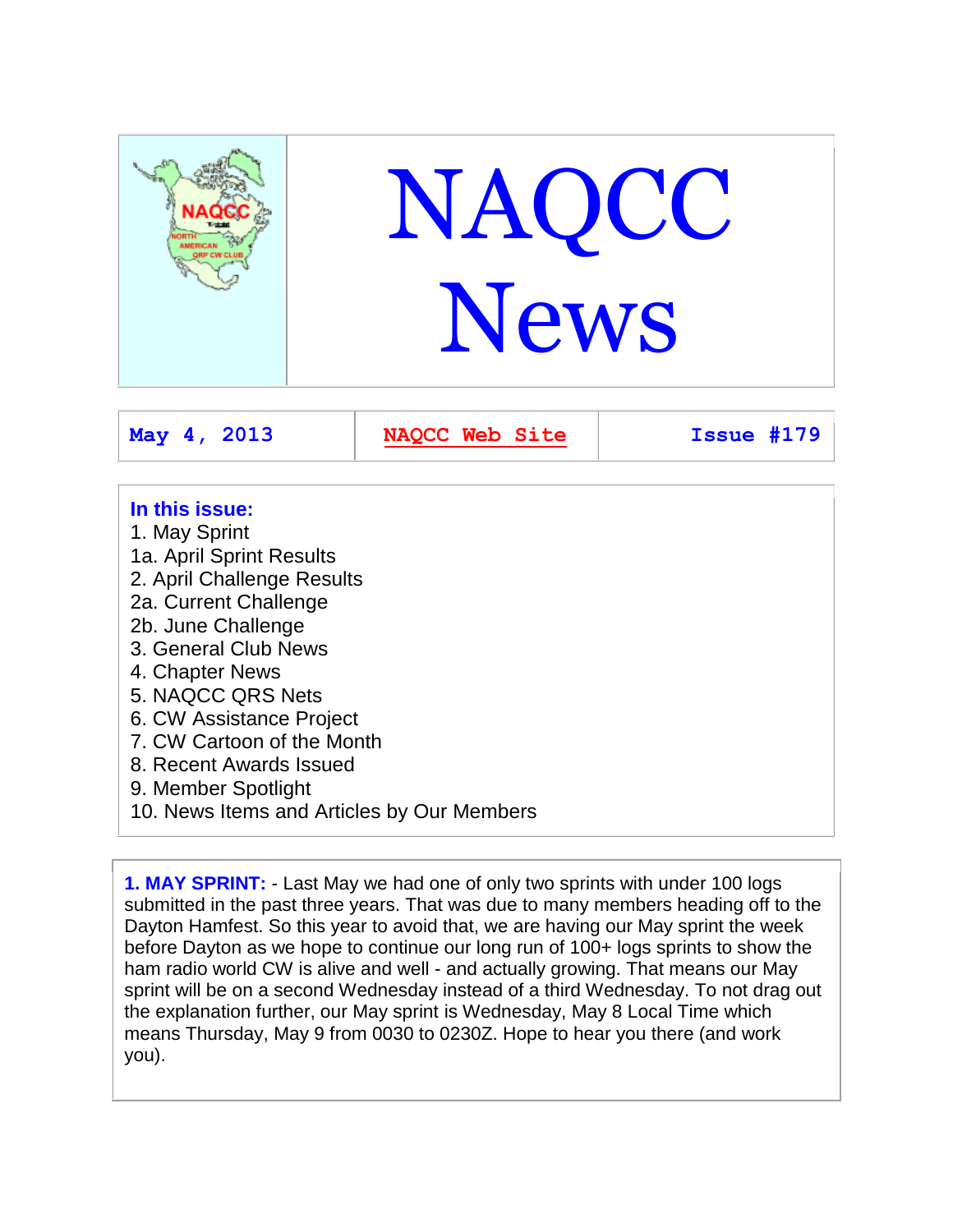# NAQCC News

| May 4, 2013 | NAQCC Web Site | Issue #179 |
|---|---|---|

**In this issue:**

1. May Sprint
1a. April Sprint Results
2. April Challenge Results
2a. Current Challenge
2b. June Challenge
3. General Club News
4. Chapter News
5. NAQCC QRS Nets
6. CW Assistance Project
7. CW Cartoon of the Month
8. Recent Awards Issued
9. Member Spotlight
10. News Items and Articles by Our Members

**1. MAY SPRINT:** - Last May we had one of only two sprints with under 100 logs submitted in the past three years. That was due to many members heading off to the Dayton Hamfest. So this year to avoid that, we are having our May sprint the week before Dayton as we hope to continue our long run of 100+ logs sprints to show the ham radio world CW is alive and well - and actually growing. That means our May sprint will be on a second Wednesday instead of a third Wednesday. To not drag out the explanation further, our May sprint is Wednesday, May 8 Local Time which means Thursday, May 9 from 0030 to 0230Z. Hope to hear you there (and work you).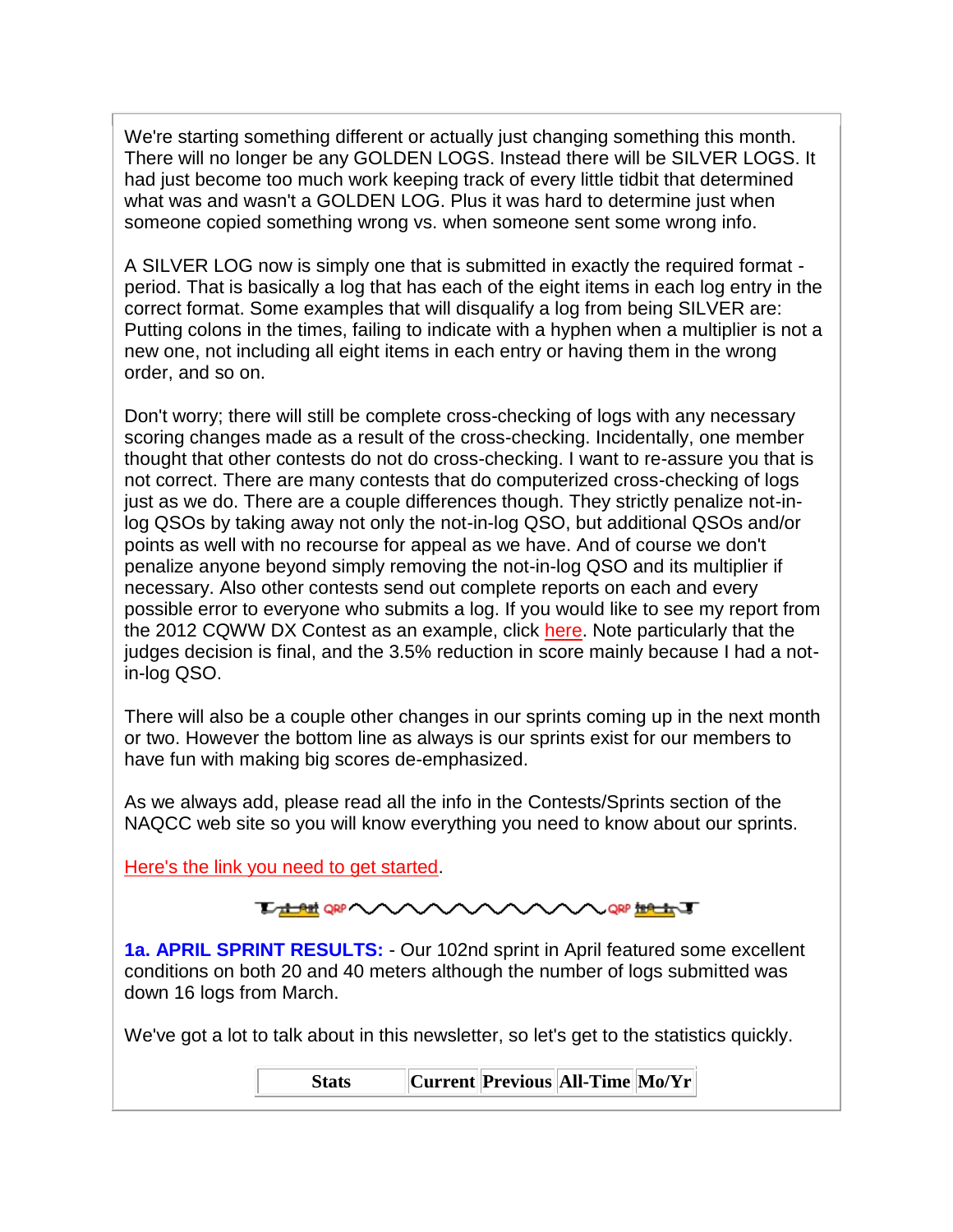We're starting something different or actually just changing something this month. There will no longer be any GOLDEN LOGS. Instead there will be SILVER LOGS. It had just become too much work keeping track of every little tidbit that determined what was and wasn't a GOLDEN LOG. Plus it was hard to determine just when someone copied something wrong vs. when someone sent some wrong info.

A SILVER LOG now is simply one that is submitted in exactly the required format - period. That is basically a log that has each of the eight items in each log entry in the correct format. Some examples that will disqualify a log from being SILVER are: Putting colons in the times, failing to indicate with a hyphen when a multiplier is not a new one, not including all eight items in each entry or having them in the wrong order, and so on.

Don't worry; there will still be complete cross-checking of logs with any necessary scoring changes made as a result of the cross-checking. Incidentally, one member thought that other contests do not do cross-checking. I want to re-assure you that is not correct. There are many contests that do computerized cross-checking of logs just as we do. There are a couple differences though. They strictly penalize not-in-log QSOs by taking away not only the not-in-log QSO, but additional QSOs and/or points as well with no recourse for appeal as we have. And of course we don't penalize anyone beyond simply removing the not-in-log QSO and its multiplier if necessary. Also other contests send out complete reports on each and every possible error to everyone who submits a log. If you would like to see my report from the 2012 CQWW DX Contest as an example, click here. Note particularly that the judges decision is final, and the 3.5% reduction in score mainly because I had a not-in-log QSO.

There will also be a couple other changes in our sprints coming up in the next month or two. However the bottom line as always is our sprints exist for our members to have fun with making big scores de-emphasized.

As we always add, please read all the info in the Contests/Sprints section of the NAQCC web site so you will know everything you need to know about our sprints.

Here's the link you need to get started.

**1a. APRIL SPRINT RESULTS:** - Our 102nd sprint in April featured some excellent conditions on both 20 and 40 meters although the number of logs submitted was down 16 logs from March.

We've got a lot to talk about in this newsletter, so let's get to the statistics quickly.

| Stats | Current | Previous | All-Time | Mo/Yr |
|---|---|---|---|---|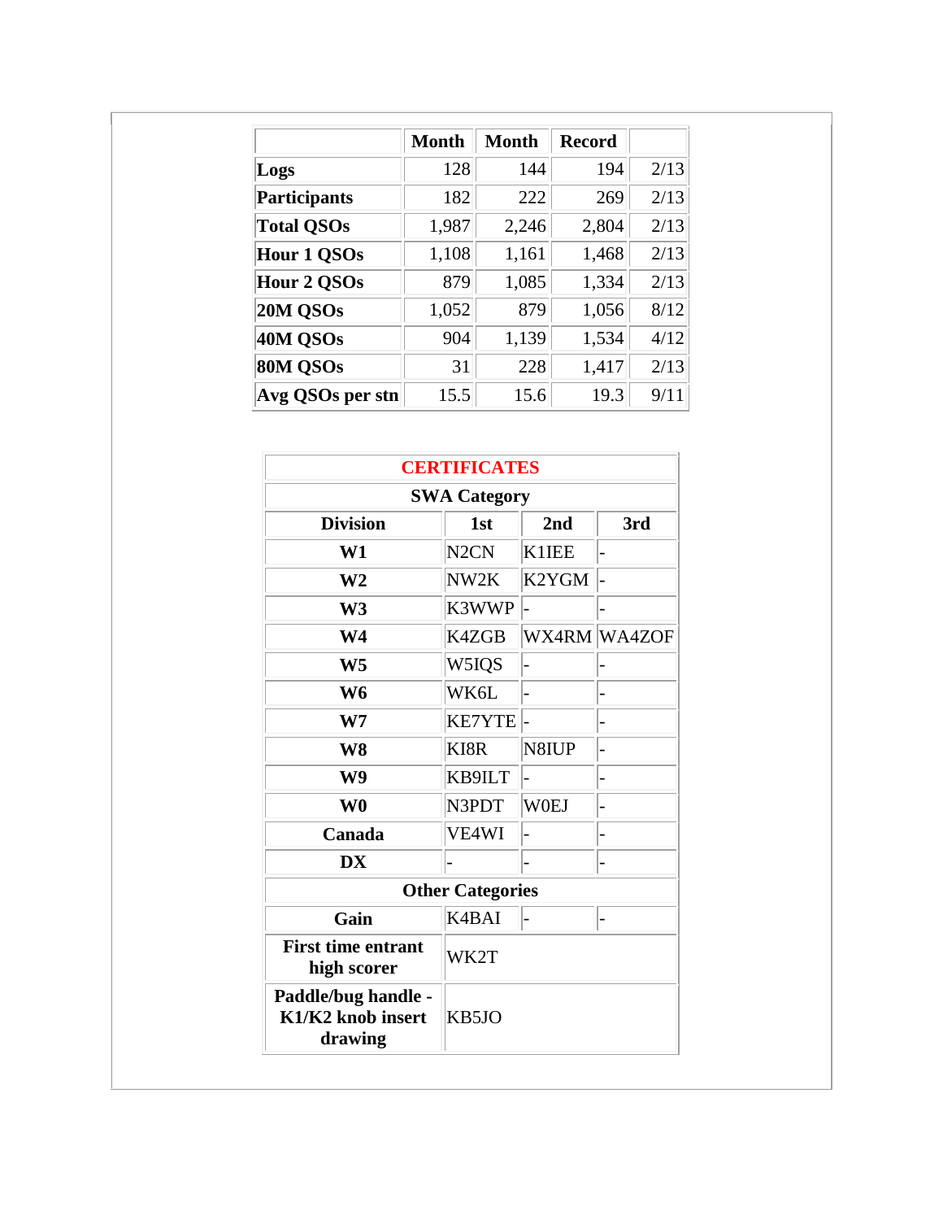| | Month | Month | Record | |
|---|---|---|---|---|
| **Logs** | 128 | 144 | 194 | 2/13 |
| **Participants** | 182 | 222 | 269 | 2/13 |
| **Total QSOs** | 1,987 | 2,246 | 2,804 | 2/13 |
| **Hour 1 QSOs** | 1,108 | 1,161 | 1,468 | 2/13 |
| **Hour 2 QSOs** | 879 | 1,085 | 1,334 | 2/13 |
| **20M QSOs** | 1,052 | 879 | 1,056 | 8/12 |
| **40M QSOs** | 904 | 1,139 | 1,534 | 4/12 |
| **80M QSOs** | 31 | 228 | 1,417 | 2/13 |
| **Avg QSOs per stn** | 15.5 | 15.6 | 19.3 | 9/11 |

| **CERTIFICATES** | | | |
|---|---|---|---|
| **SWA Category** | | | |
| **Division** | **1st** | **2nd** | **3rd** |
| **W1** | N2CN | K1IEE | - |
| **W2** | NW2K | K2YGM | - |
| **W3** | K3WWP | - | - |
| **W4** | K4ZGB | WX4RM | WA4ZOF |
| **W5** | W5IQS | - | - |
| **W6** | WK6L | - | - |
| **W7** | KE7YTE | - | - |
| **W8** | KI8R | N8IUP | - |
| **W9** | KB9ILT | - | - |
| **W0** | N3PDT | W0EJ | - |
| **Canada** | VE4WI | - | - |
| **DX** | - | - | - |
| **Other Categories** | | | |
| **Gain** | K4BAI | - | - |
| **First time entrant high scorer** | WK2T | | |
| **Paddle/bug handle - K1/K2 knob insert drawing** | KB5JO | | |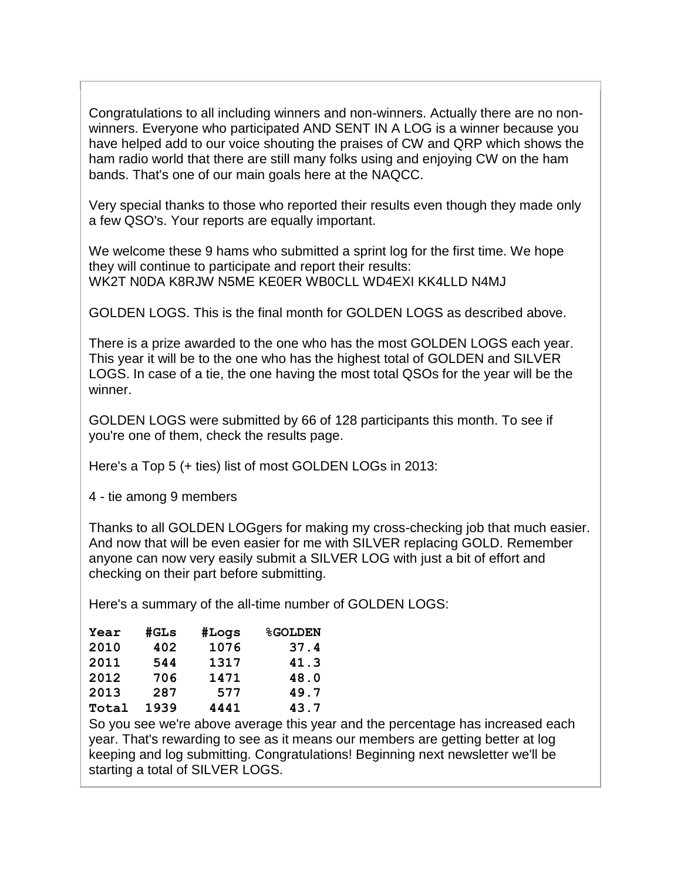Congratulations to all including winners and non-winners. Actually there are no non-winners. Everyone who participated AND SENT IN A LOG is a winner because you have helped add to our voice shouting the praises of CW and QRP which shows the ham radio world that there are still many folks using and enjoying CW on the ham bands. That's one of our main goals here at the NAQCC.

Very special thanks to those who reported their results even though they made only a few QSO's. Your reports are equally important.

We welcome these 9 hams who submitted a sprint log for the first time. We hope they will continue to participate and report their results:
WK2T N0DA K8RJW N5ME KE0ER WB0CLL WD4EXI KK4LLD N4MJ

GOLDEN LOGS. This is the final month for GOLDEN LOGS as described above.

There is a prize awarded to the one who has the most GOLDEN LOGS each year. This year it will be to the one who has the highest total of GOLDEN and SILVER LOGS. In case of a tie, the one having the most total QSOs for the year will be the winner.

GOLDEN LOGS were submitted by 66 of 128 participants this month. To see if you're one of them, check the results page.

Here's a Top 5 (+ ties) list of most GOLDEN LOGs in 2013:

4 - tie among 9 members

Thanks to all GOLDEN LOGgers for making my cross-checking job that much easier. And now that will be even easier for me with SILVER replacing GOLD. Remember anyone can now very easily submit a SILVER LOG with just a bit of effort and checking on their part before submitting.

Here's a summary of the all-time number of GOLDEN LOGS:

| Year | #GLs | #Logs | %GOLDEN |
|---|---|---|---|
| 2010 | 402 | 1076 | 37.4 |
| 2011 | 544 | 1317 | 41.3 |
| 2012 | 706 | 1471 | 48.0 |
| 2013 | 287 | 577 | 49.7 |
| Total | 1939 | 4441 | 43.7 |

So you see we're above average this year and the percentage has increased each year. That's rewarding to see as it means our members are getting better at log keeping and log submitting. Congratulations! Beginning next newsletter we'll be starting a total of SILVER LOGS.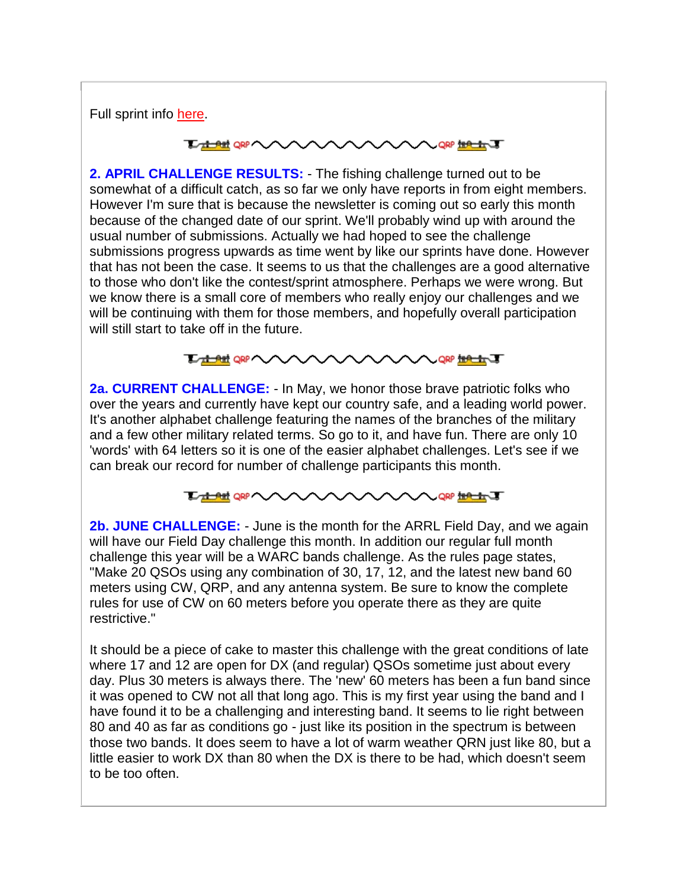Full sprint info here.

**2. APRIL CHALLENGE RESULTS:** - The fishing challenge turned out to be somewhat of a difficult catch, as so far we only have reports in from eight members. However I'm sure that is because the newsletter is coming out so early this month because of the changed date of our sprint. We'll probably wind up with around the usual number of submissions. Actually we had hoped to see the challenge submissions progress upwards as time went by like our sprints have done. However that has not been the case. It seems to us that the challenges are a good alternative to those who don't like the contest/sprint atmosphere. Perhaps we were wrong. But we know there is a small core of members who really enjoy our challenges and we will be continuing with them for those members, and hopefully overall participation will still start to take off in the future.

**2a. CURRENT CHALLENGE:** - In May, we honor those brave patriotic folks who over the years and currently have kept our country safe, and a leading world power. It's another alphabet challenge featuring the names of the branches of the military and a few other military related terms. So go to it, and have fun. There are only 10 'words' with 64 letters so it is one of the easier alphabet challenges. Let's see if we can break our record for number of challenge participants this month.

**2b. JUNE CHALLENGE:** - June is the month for the ARRL Field Day, and we again will have our Field Day challenge this month. In addition our regular full month challenge this year will be a WARC bands challenge. As the rules page states, "Make 20 QSOs using any combination of 30, 17, 12, and the latest new band 60 meters using CW, QRP, and any antenna system. Be sure to know the complete rules for use of CW on 60 meters before you operate there as they are quite restrictive."

It should be a piece of cake to master this challenge with the great conditions of late where 17 and 12 are open for DX (and regular) QSOs sometime just about every day. Plus 30 meters is always there. The 'new' 60 meters has been a fun band since it was opened to CW not all that long ago. This is my first year using the band and I have found it to be a challenging and interesting band. It seems to lie right between 80 and 40 as far as conditions go - just like its position in the spectrum is between those two bands. It does seem to have a lot of warm weather QRN just like 80, but a little easier to work DX than 80 when the DX is there to be had, which doesn't seem to be too often.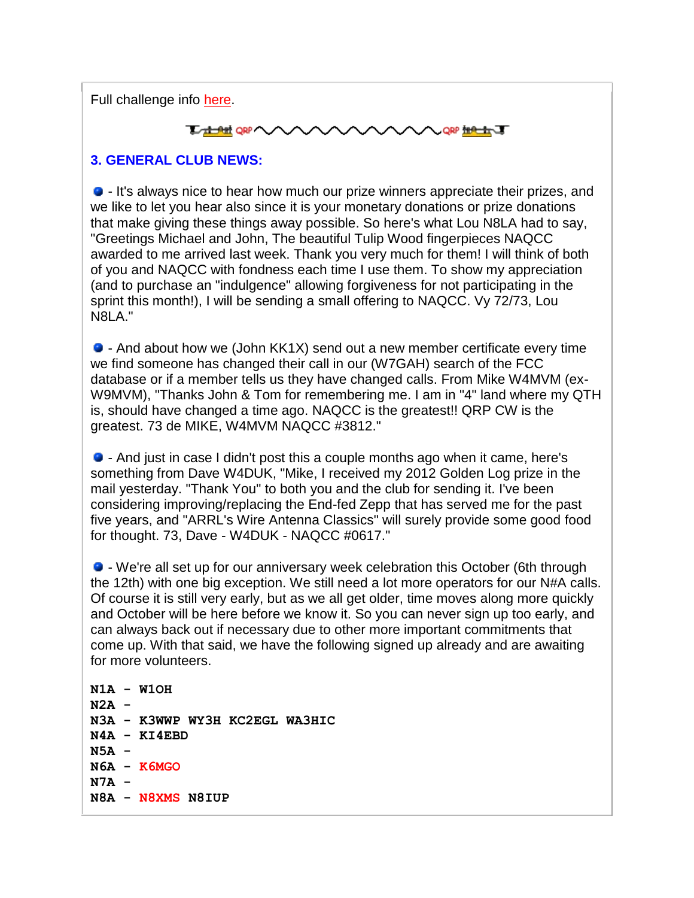Full challenge info here.

## 3. GENERAL CLUB NEWS:

- It's always nice to hear how much our prize winners appreciate their prizes, and we like to let you hear also since it is your monetary donations or prize donations that make giving these things away possible. So here's what Lou N8LA had to say, "Greetings Michael and John, The beautiful Tulip Wood fingerpieces NAQCC awarded to me arrived last week. Thank you very much for them! I will think of both of you and NAQCC with fondness each time I use them. To show my appreciation (and to purchase an "indulgence" allowing forgiveness for not participating in the sprint this month!), I will be sending a small offering to NAQCC. Vy 72/73, Lou N8LA."

- And about how we (John KK1X) send out a new member certificate every time we find someone has changed their call in our (W7GAH) search of the FCC database or if a member tells us they have changed calls. From Mike W4MVM (ex-W9MVM), "Thanks John & Tom for remembering me. I am in "4" land where my QTH is, should have changed a time ago. NAQCC is the greatest!! QRP CW is the greatest. 73 de MIKE, W4MVM NAQCC #3812."

- And just in case I didn't post this a couple months ago when it came, here's something from Dave W4DUK, "Mike, I received my 2012 Golden Log prize in the mail yesterday. "Thank You" to both you and the club for sending it. I've been considering improving/replacing the End-fed Zepp that has served me for the past five years, and "ARRL's Wire Antenna Classics" will surely provide some good food for thought. 73, Dave - W4DUK - NAQCC #0617."

- We're all set up for our anniversary week celebration this October (6th through the 12th) with one big exception. We still need a lot more operators for our N#A calls. Of course it is still very early, but as we all get older, time moves along more quickly and October will be here before we know it. So you can never sign up too early, and can always back out if necessary due to other more important commitments that come up. With that said, we have the following signed up already and are awaiting for more volunteers.

```
N1A - W1OH
N2A -
N3A - K3WWP WY3H KC2EGL WA3HIC
N4A - KI4EBD
N5A -
N6A - K6MGO
N7A -
N8A - N8XMS N8IUP
```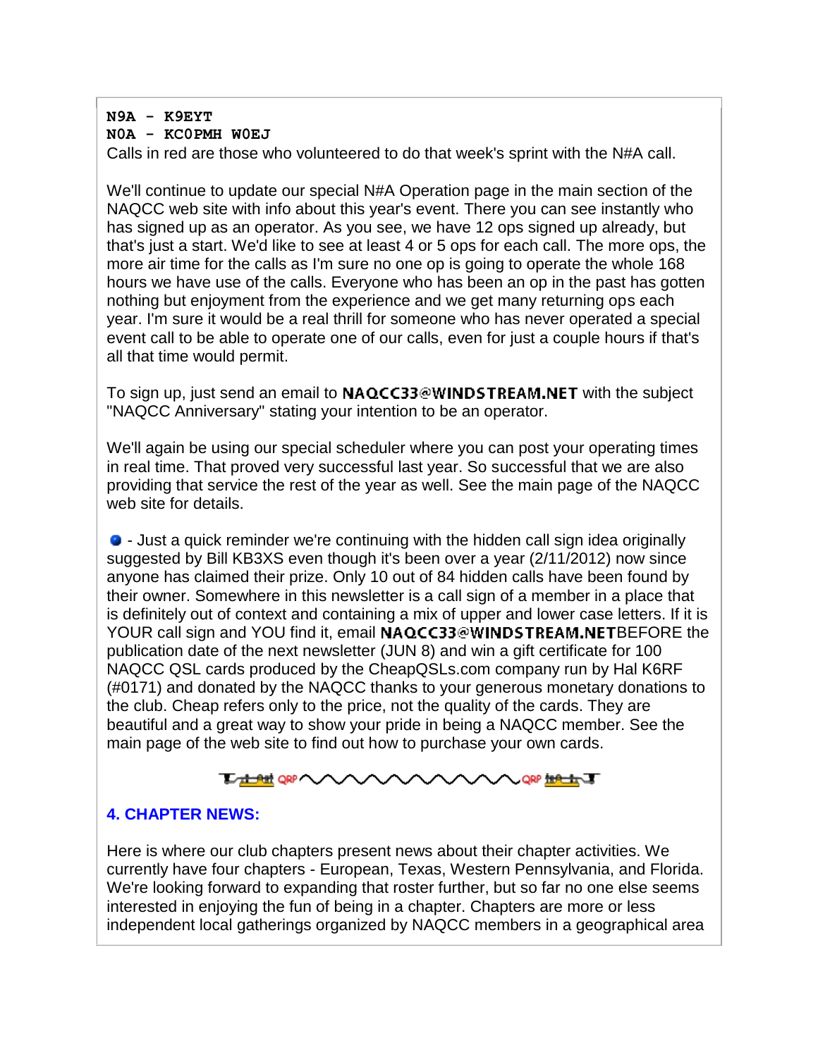**N9A - K9EYT**
**N0A - KC0PMH W0EJ**
Calls in red are those who volunteered to do that week's sprint with the N#A call.

We'll continue to update our special N#A Operation page in the main section of the NAQCC web site with info about this year's event. There you can see instantly who has signed up as an operator. As you see, we have 12 ops signed up already, but that's just a start. We'd like to see at least 4 or 5 ops for each call. The more ops, the more air time for the calls as I'm sure no one op is going to operate the whole 168 hours we have use of the calls. Everyone who has been an op in the past has gotten nothing but enjoyment from the experience and we get many returning ops each year. I'm sure it would be a real thrill for someone who has never operated a special event call to be able to operate one of our calls, even for just a couple hours if that's all that time would permit.

To sign up, just send an email to **NAQCC33@WINDSTREAM.NET** with the subject "NAQCC Anniversary" stating your intention to be an operator.

We'll again be using our special scheduler where you can post your operating times in real time. That proved very successful last year. So successful that we are also providing that service the rest of the year as well. See the main page of the NAQCC web site for details.

- Just a quick reminder we're continuing with the hidden call sign idea originally suggested by Bill KB3XS even though it's been over a year (2/11/2012) now since anyone has claimed their prize. Only 10 out of 84 hidden calls have been found by their owner. Somewhere in this newsletter is a call sign of a member in a place that is definitely out of context and containing a mix of upper and lower case letters. If it is YOUR call sign and YOU find it, email **NAQCC33@WINDSTREAM.NET**BEFORE the publication date of the next newsletter (JUN 8) and win a gift certificate for 100 NAQCC QSL cards produced by the CheapQSLs.com company run by Hal K6RF (#0171) and donated by the NAQCC thanks to your generous monetary donations to the club. Cheap refers only to the price, not the quality of the cards. They are beautiful and a great way to show your pride in being a NAQCC member. See the main page of the web site to find out how to purchase your own cards.

## 4. CHAPTER NEWS:

Here is where our club chapters present news about their chapter activities. We currently have four chapters - European, Texas, Western Pennsylvania, and Florida. We're looking forward to expanding that roster further, but so far no one else seems interested in enjoying the fun of being in a chapter. Chapters are more or less independent local gatherings organized by NAQCC members in a geographical area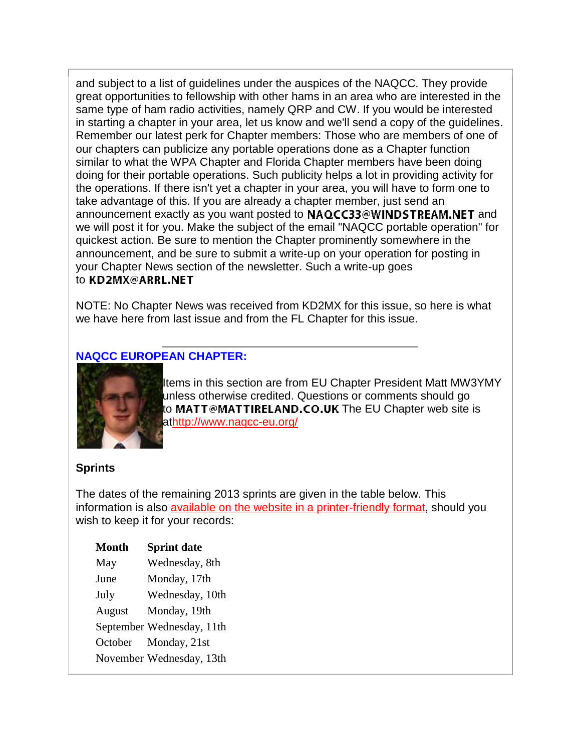and subject to a list of guidelines under the auspices of the NAQCC. They provide great opportunities to fellowship with other hams in an area who are interested in the same type of ham radio activities, namely QRP and CW. If you would be interested in starting a chapter in your area, let us know and we'll send a copy of the guidelines. Remember our latest perk for Chapter members: Those who are members of one of our chapters can publicize any portable operations done as a Chapter function similar to what the WPA Chapter and Florida Chapter members have been doing doing for their portable operations. Such publicity helps a lot in providing activity for the operations. If there isn't yet a chapter in your area, you will have to form one to take advantage of this. If you are already a chapter member, just send an announcement exactly as you want posted to NAQCC33@WINDSTREAM.NET and we will post it for you. Make the subject of the email "NAQCC portable operation" for quickest action. Be sure to mention the Chapter prominently somewhere in the announcement, and be sure to submit a write-up on your operation for posting in your Chapter News section of the newsletter. Such a write-up goes to KD2MX@ARRL.NET

NOTE: No Chapter News was received from KD2MX for this issue, so here is what we have here from last issue and from the FL Chapter for this issue.

---

## NAQCC EUROPEAN CHAPTER:

Items in this section are from EU Chapter President Matt MW3YMY unless otherwise credited. Questions or comments should go to MATT@MATTIRELAND.CO.UK The EU Chapter web site is at http://www.naqcc-eu.org/

### Sprints

The dates of the remaining 2013 sprints are given in the table below. This information is also available on the website in a printer-friendly format, should you wish to keep it for your records:

| Month | Sprint date |
|---|---|
| May | Wednesday, 8th |
| June | Monday, 17th |
| July | Wednesday, 10th |
| August | Monday, 19th |
| September | Wednesday, 11th |
| October | Monday, 21st |
| November | Wednesday, 13th |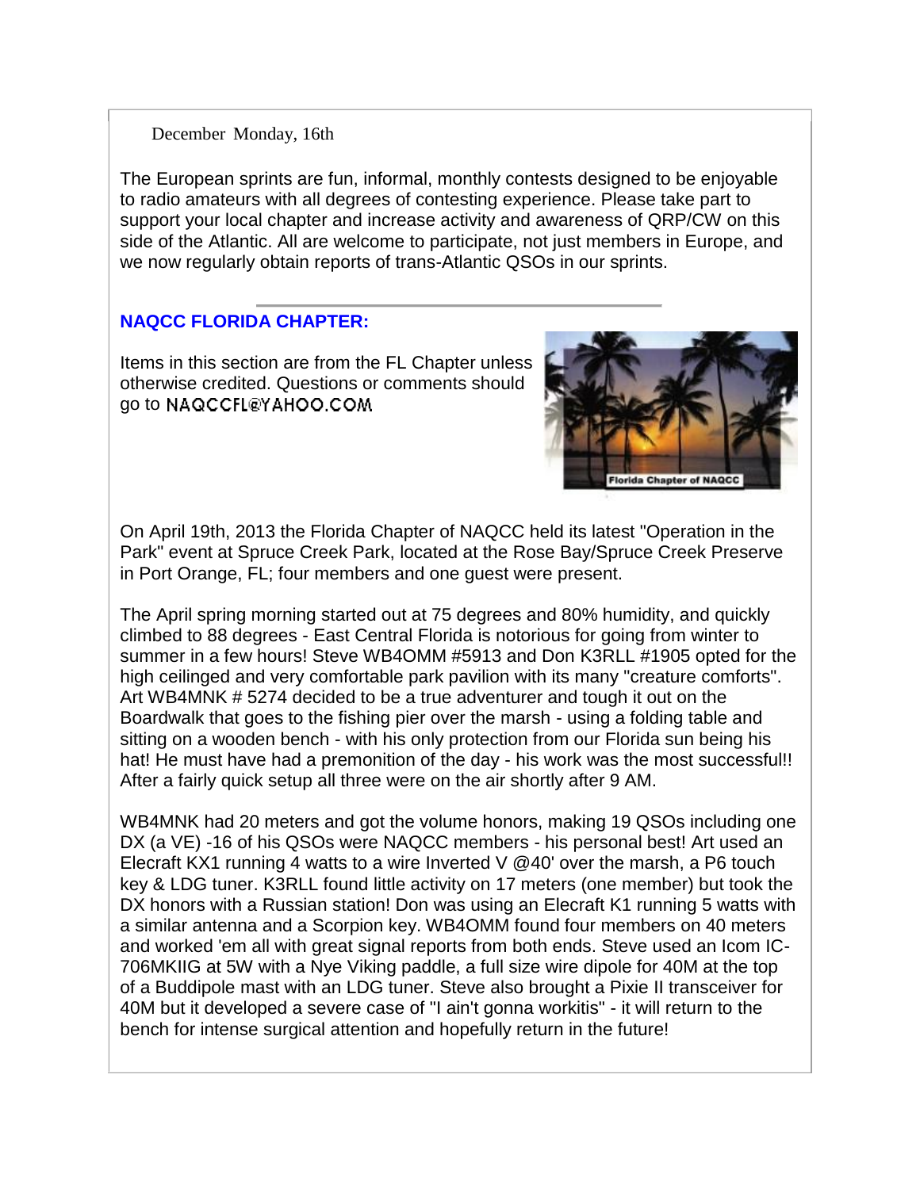December Monday, 16th

The European sprints are fun, informal, monthly contests designed to be enjoyable to radio amateurs with all degrees of contesting experience. Please take part to support your local chapter and increase activity and awareness of QRP/CW on this side of the Atlantic. All are welcome to participate, not just members in Europe, and we now regularly obtain reports of trans-Atlantic QSOs in our sprints.

---

## NAQCC FLORIDA CHAPTER:

Items in this section are from the FL Chapter unless otherwise credited. Questions or comments should go to NAQCCFL@YAHOO.COM

On April 19th, 2013 the Florida Chapter of NAQCC held its latest "Operation in the Park" event at Spruce Creek Park, located at the Rose Bay/Spruce Creek Preserve in Port Orange, FL; four members and one guest were present.

The April spring morning started out at 75 degrees and 80% humidity, and quickly climbed to 88 degrees - East Central Florida is notorious for going from winter to summer in a few hours! Steve WB4OMM #5913 and Don K3RLL #1905 opted for the high ceilinged and very comfortable park pavilion with its many "creature comforts". Art WB4MNK # 5274 decided to be a true adventurer and tough it out on the Boardwalk that goes to the fishing pier over the marsh - using a folding table and sitting on a wooden bench - with his only protection from our Florida sun being his hat! He must have had a premonition of the day - his work was the most successful!! After a fairly quick setup all three were on the air shortly after 9 AM.

WB4MNK had 20 meters and got the volume honors, making 19 QSOs including one DX (a VE) -16 of his QSOs were NAQCC members - his personal best! Art used an Elecraft KX1 running 4 watts to a wire Inverted V @40' over the marsh, a P6 touch key & LDG tuner. K3RLL found little activity on 17 meters (one member) but took the DX honors with a Russian station! Don was using an Elecraft K1 running 5 watts with a similar antenna and a Scorpion key. WB4OMM found four members on 40 meters and worked 'em all with great signal reports from both ends. Steve used an Icom IC-706MKIIG at 5W with a Nye Viking paddle, a full size wire dipole for 40M at the top of a Buddipole mast with an LDG tuner. Steve also brought a Pixie II transceiver for 40M but it developed a severe case of "I ain't gonna workitis" - it will return to the bench for intense surgical attention and hopefully return in the future!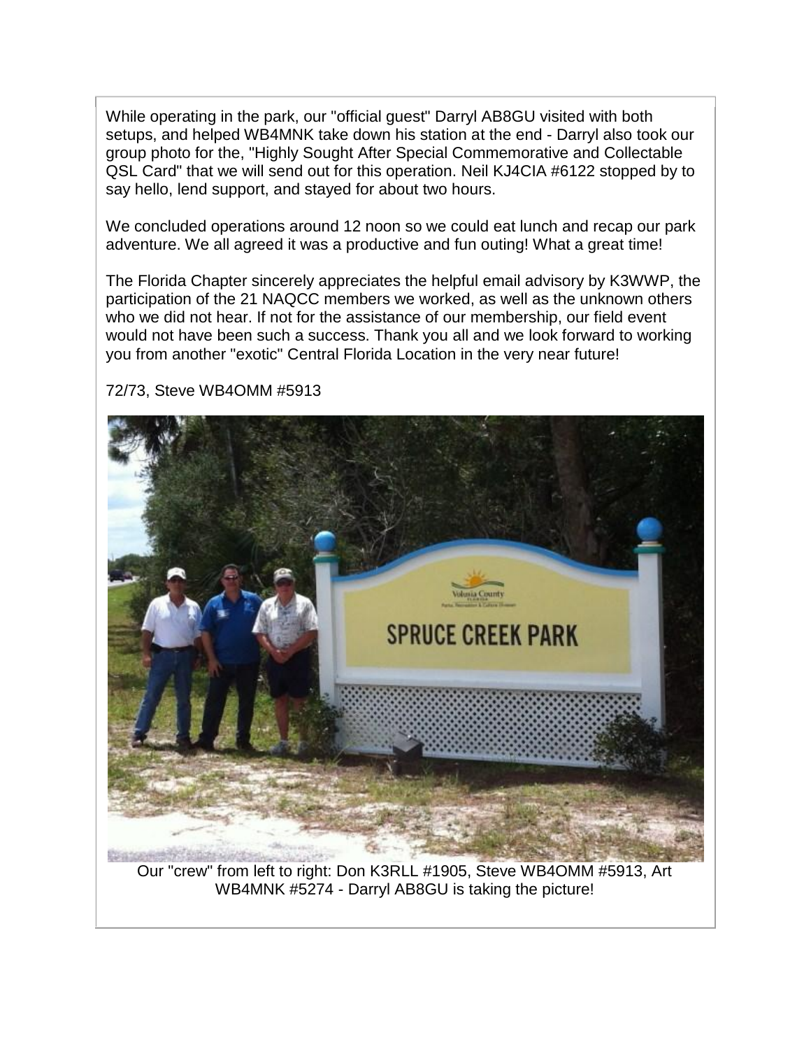While operating in the park, our "official guest" Darryl AB8GU visited with both setups, and helped WB4MNK take down his station at the end - Darryl also took our group photo for the, "Highly Sought After Special Commemorative and Collectable QSL Card" that we will send out for this operation. Neil KJ4CIA #6122 stopped by to say hello, lend support, and stayed for about two hours.

We concluded operations around 12 noon so we could eat lunch and recap our park adventure. We all agreed it was a productive and fun outing! What a great time!

The Florida Chapter sincerely appreciates the helpful email advisory by K3WWP, the participation of the 21 NAQCC members we worked, as well as the unknown others who we did not hear. If not for the assistance of our membership, our field event would not have been such a success. Thank you all and we look forward to working you from another "exotic" Central Florida Location in the very near future!

72/73, Steve WB4OMM #5913

Our "crew" from left to right: Don K3RLL #1905, Steve WB4OMM #5913, Art WB4MNK #5274 - Darryl AB8GU is taking the picture!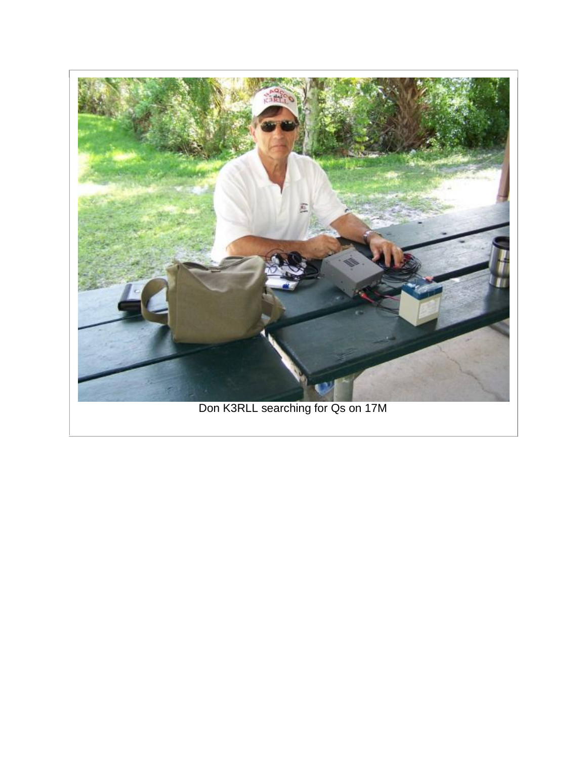Don K3RLL searching for Qs on 17M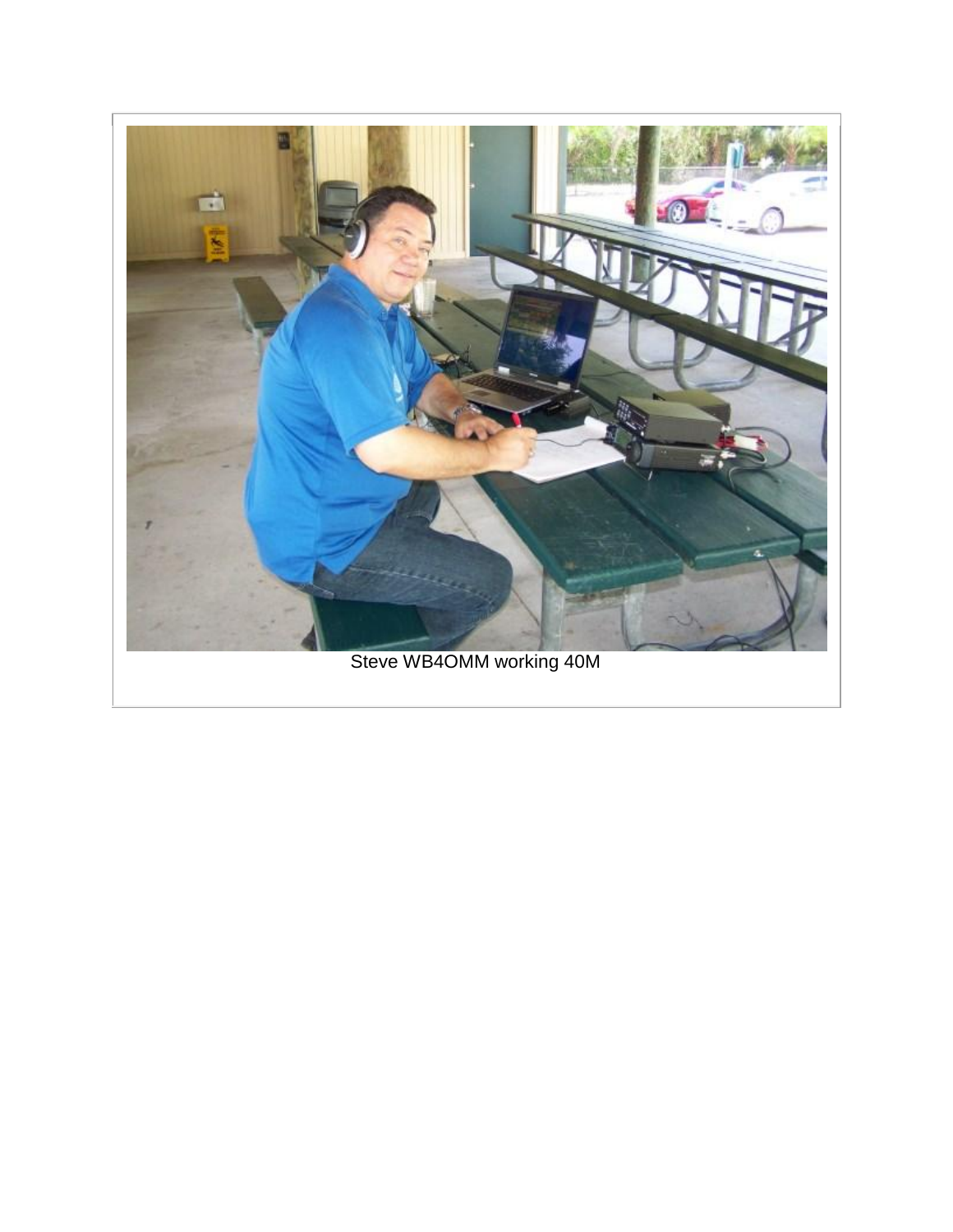Steve WB4OMM working 40M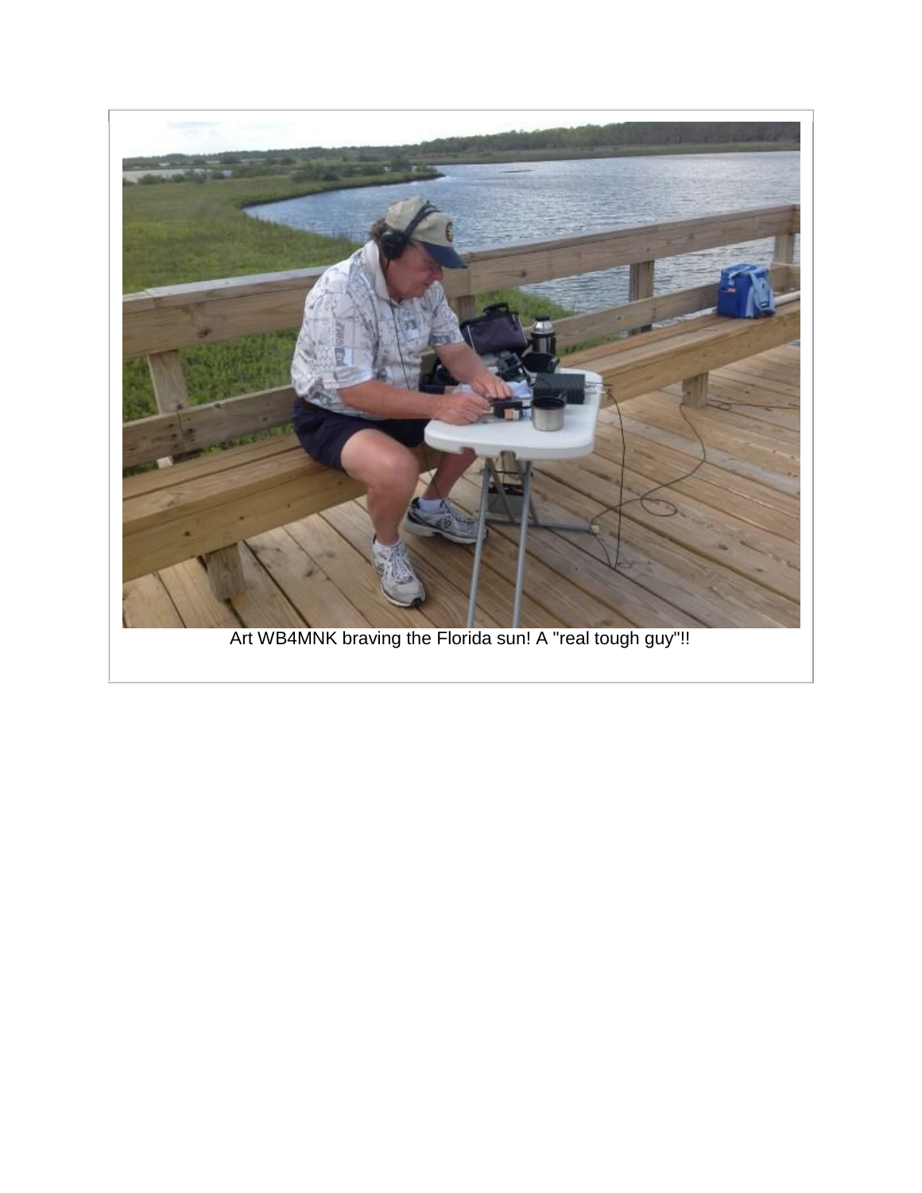Art WB4MNK braving the Florida sun! A "real tough guy"!!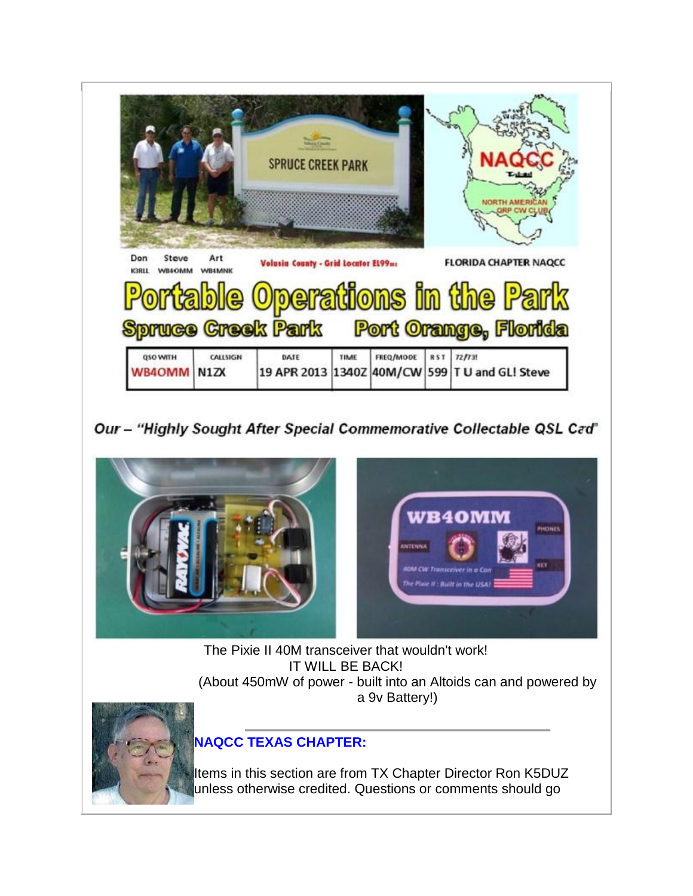Don K3RLL Steve WB4OMM Art WB4MNK

Volusia County - Grid Locator EL99mc

FLORIDA CHAPTER NAQCC

# Portable Operations in the Park

## Spruce Creek Park Port Orange, Florida

| QSO WITH | CALLSIGN | DATE | TIME | FREQ/MODE | RST | 72/73! |
|---|---|---|---|---|---|---|
| WB4OMM | N1ZX | 19 APR 2013 | 1340Z | 40M/CW | 599 | T U and GL! Steve |

*Our – "Highly Sought After Special Commemorative Collectable QSL Card"*

The Pixie II 40M transceiver that wouldn't work!
IT WILL BE BACK!
(About 450mW of power - built into an Altoids can and powered by a 9v Battery!)

---

**NAQCC TEXAS CHAPTER:**

Items in this section are from TX Chapter Director Ron K5DUZ unless otherwise credited. Questions or comments should go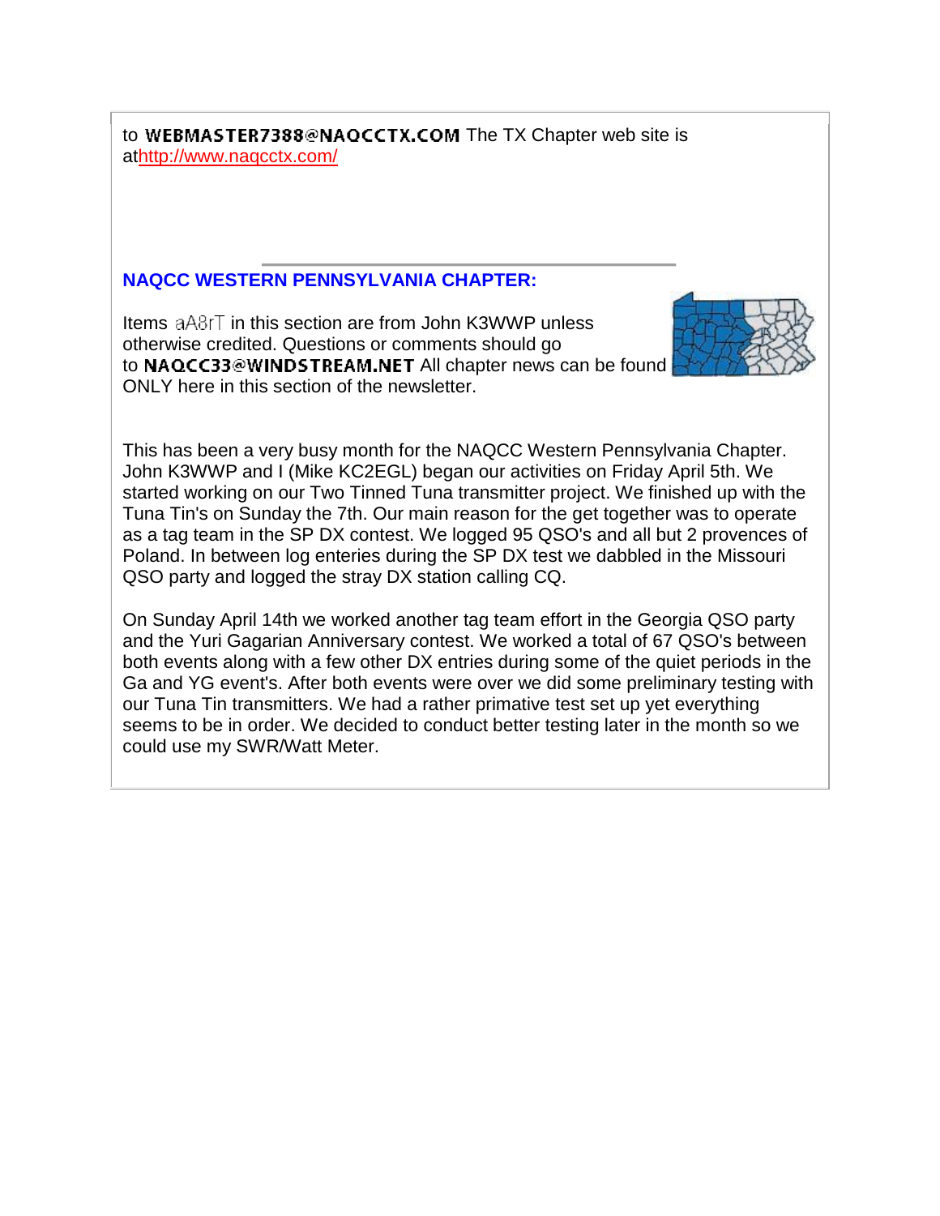to WEBMASTER7388@NAQCCTX.COM The TX Chapter web site is at[http://www.naqcctx.com/](http://www.naqcctx.com/)

---

### NAQCC WESTERN PENNSYLVANIA CHAPTER:

Items aA8rT in this section are from John K3WWP unless otherwise credited. Questions or comments should go to NAQCC33@WINDSTREAM.NET All chapter news can be found ONLY here in this section of the newsletter.

This has been a very busy month for the NAQCC Western Pennsylvania Chapter. John K3WWP and I (Mike KC2EGL) began our activities on Friday April 5th. We started working on our Two Tinned Tuna transmitter project. We finished up with the Tuna Tin's on Sunday the 7th. Our main reason for the get together was to operate as a tag team in the SP DX contest. We logged 95 QSO's and all but 2 provences of Poland. In between log enteries during the SP DX test we dabbled in the Missouri QSO party and logged the stray DX station calling CQ.

On Sunday April 14th we worked another tag team effort in the Georgia QSO party and the Yuri Gagarian Anniversary contest. We worked a total of 67 QSO's between both events along with a few other DX entries during some of the quiet periods in the Ga and YG event's. After both events were over we did some preliminary testing with our Tuna Tin transmitters. We had a rather primative test set up yet everything seems to be in order. We decided to conduct better testing later in the month so we could use my SWR/Watt Meter.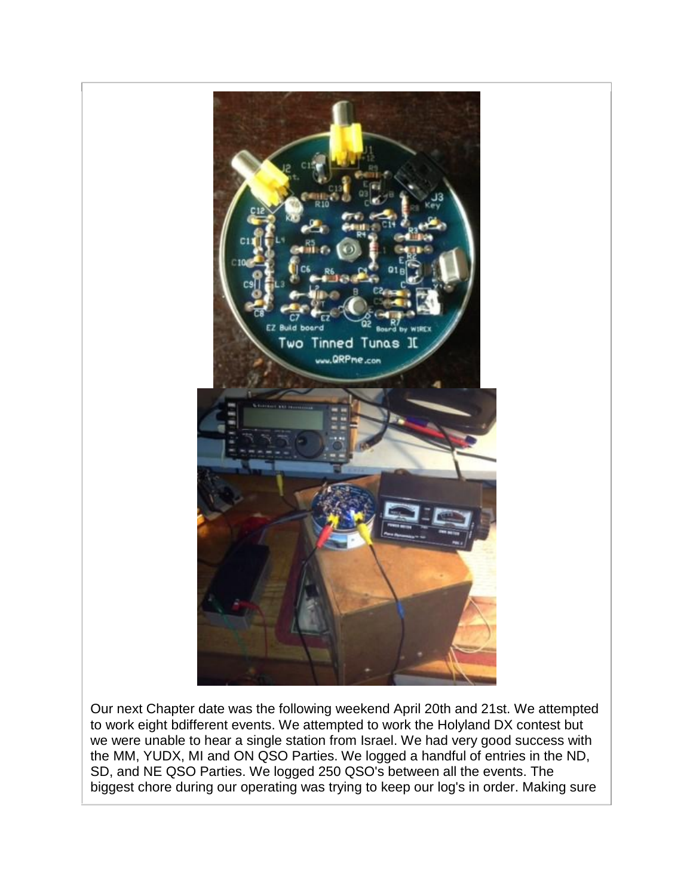Our next Chapter date was the following weekend April 20th and 21st. We attempted to work eight bdifferent events. We attempted to work the Holyland DX contest but we were unable to hear a single station from Israel. We had very good success with the MM, YUDX, MI and ON QSO Parties. We logged a handful of entries in the ND, SD, and NE QSO Parties. We logged 250 QSO's between all the events. The biggest chore during our operating was trying to keep our log's in order. Making sure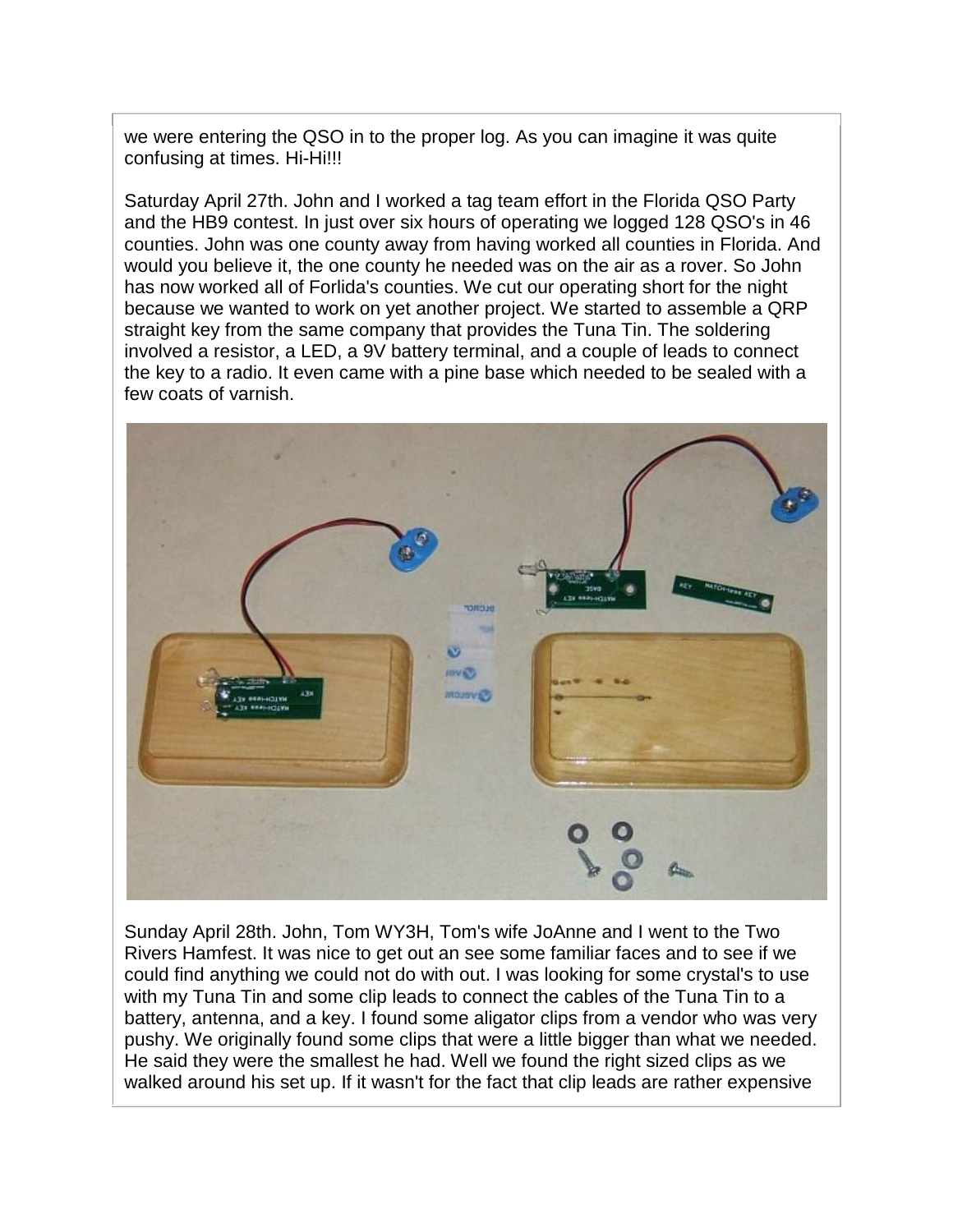we were entering the QSO in to the proper log. As you can imagine it was quite confusing at times. Hi-Hi!!!

Saturday April 27th. John and I worked a tag team effort in the Florida QSO Party and the HB9 contest. In just over six hours of operating we logged 128 QSO's in 46 counties. John was one county away from having worked all counties in Florida. And would you believe it, the one county he needed was on the air as a rover. So John has now worked all of Forlida's counties. We cut our operating short for the night because we wanted to work on yet another project. We started to assemble a QRP straight key from the same company that provides the Tuna Tin. The soldering involved a resistor, a LED, a 9V battery terminal, and a couple of leads to connect the key to a radio. It even came with a pine base which needed to be sealed with a few coats of varnish.

Sunday April 28th. John, Tom WY3H, Tom's wife JoAnne and I went to the Two Rivers Hamfest. It was nice to get out an see some familiar faces and to see if we could find anything we could not do with out. I was looking for some crystal's to use with my Tuna Tin and some clip leads to connect the cables of the Tuna Tin to a battery, antenna, and a key. I found some aligator clips from a vendor who was very pushy. We originally found some clips that were a little bigger than what we needed. He said they were the smallest he had. Well we found the right sized clips as we walked around his set up. If it wasn't for the fact that clip leads are rather expensive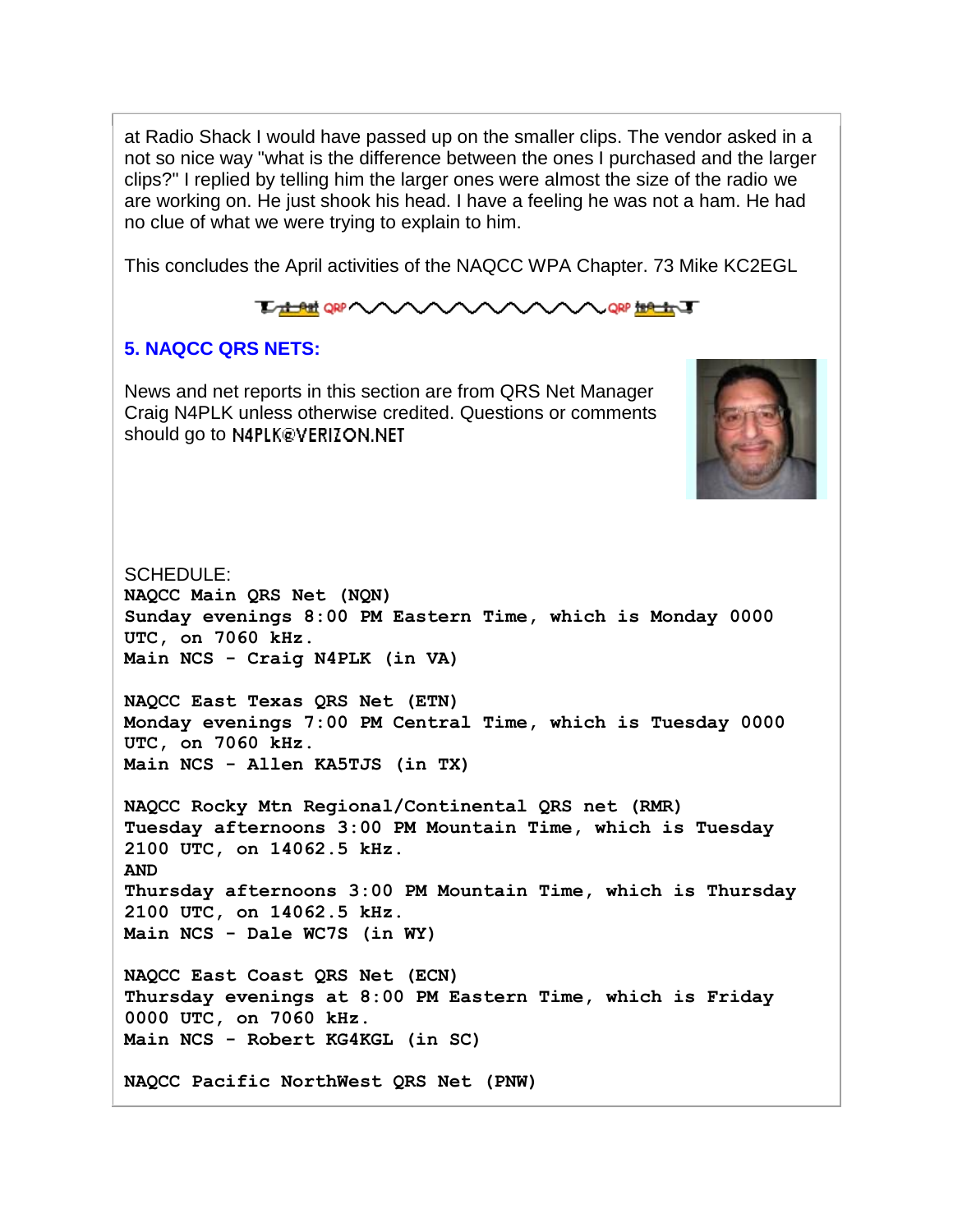at Radio Shack I would have passed up on the smaller clips. The vendor asked in a not so nice way "what is the difference between the ones I purchased and the larger clips?" I replied by telling him the larger ones were almost the size of the radio we are working on. He just shook his head. I have a feeling he was not a ham. He had no clue of what we were trying to explain to him.

This concludes the April activities of the NAQCC WPA Chapter. 73 Mike KC2EGL

## 5. NAQCC QRS NETS:

News and net reports in this section are from QRS Net Manager Craig N4PLK unless otherwise credited. Questions or comments should go to N4PLK@VERIZON.NET

SCHEDULE:

**NAQCC Main QRS Net (NQN)**
**Sunday evenings 8:00 PM Eastern Time, which is Monday 0000 UTC, on 7060 kHz.**
**Main NCS - Craig N4PLK (in VA)**

**NAQCC East Texas QRS Net (ETN)**
**Monday evenings 7:00 PM Central Time, which is Tuesday 0000 UTC, on 7060 kHz.**
**Main NCS - Allen KA5TJS (in TX)**

**NAQCC Rocky Mtn Regional/Continental QRS net (RMR)**
**Tuesday afternoons 3:00 PM Mountain Time, which is Tuesday 2100 UTC, on 14062.5 kHz.**
**AND**
**Thursday afternoons 3:00 PM Mountain Time, which is Thursday 2100 UTC, on 14062.5 kHz.**
**Main NCS - Dale WC7S (in WY)**

**NAQCC East Coast QRS Net (ECN)**
**Thursday evenings at 8:00 PM Eastern Time, which is Friday 0000 UTC, on 7060 kHz.**
**Main NCS - Robert KG4KGL (in SC)**

**NAQCC Pacific NorthWest QRS Net (PNW)**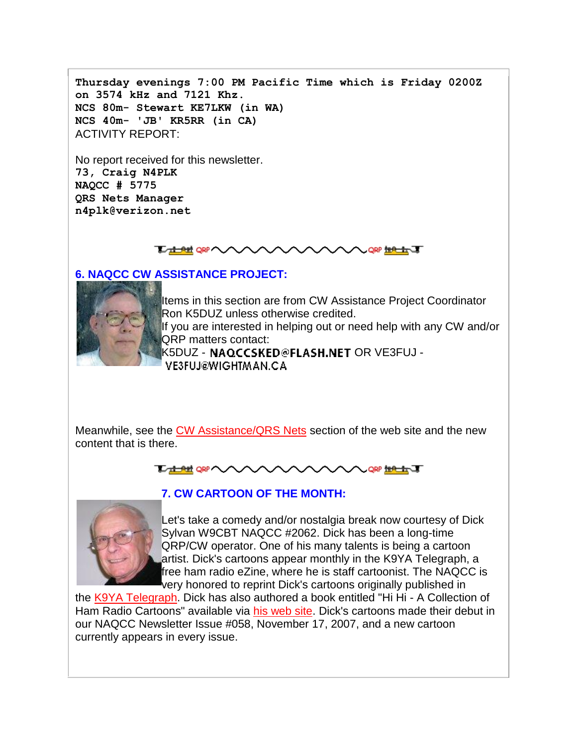**Thursday evenings 7:00 PM Pacific Time which is Friday 0200Z on 3574 kHz and 7121 Khz.**
**NCS 80m- Stewart KE7LKW (in WA)**
**NCS 40m- 'JB' KR5RR (in CA)**
ACTIVITY REPORT:

No report received for this newsletter.
**73, Craig N4PLK**
**NAQCC # 5775**
**QRS Nets Manager**
**n4plk@verizon.net**

## 6. NAQCC CW ASSISTANCE PROJECT:

Items in this section are from CW Assistance Project Coordinator Ron K5DUZ unless otherwise credited.
If you are interested in helping out or need help with any CW and/or QRP matters contact:
K5DUZ - NAQCCSKED@FLASH.NET OR VE3FUJ - VE3FUJ@WIGHTMAN.CA

Meanwhile, see the CW Assistance/QRS Nets section of the web site and the new content that is there.

## 7. CW CARTOON OF THE MONTH:

Let's take a comedy and/or nostalgia break now courtesy of Dick Sylvan W9CBT NAQCC #2062. Dick has been a long-time QRP/CW operator. One of his many talents is being a cartoon artist. Dick's cartoons appear monthly in the K9YA Telegraph, a free ham radio eZine, where he is staff cartoonist. The NAQCC is very honored to reprint Dick's cartoons originally published in the K9YA Telegraph. Dick has also authored a book entitled "Hi Hi - A Collection of Ham Radio Cartoons" available via his web site. Dick's cartoons made their debut in our NAQCC Newsletter Issue #058, November 17, 2007, and a new cartoon currently appears in every issue.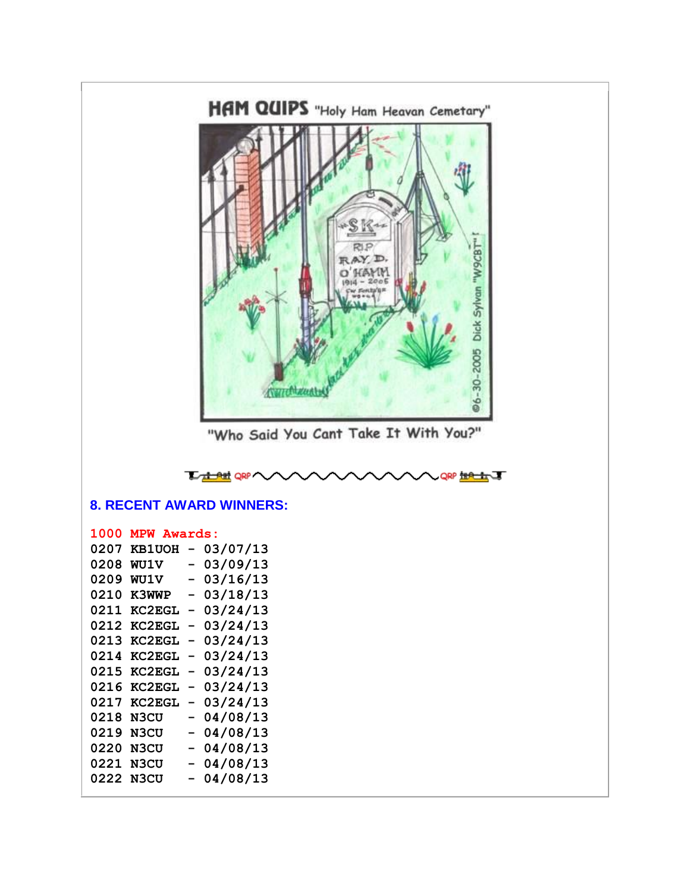HAM QUIPS "Holy Ham Heavan Cemetary"

"Who Said You Cant Take It With You?"

## 8. RECENT AWARD WINNERS:

**1000 MPW Awards:**

```
0207 KB1UOH - 03/07/13
0208 WU1V   - 03/09/13
0209 WU1V   - 03/16/13
0210 K3WWP  - 03/18/13
0211 KC2EGL - 03/24/13
0212 KC2EGL - 03/24/13
0213 KC2EGL - 03/24/13
0214 KC2EGL - 03/24/13
0215 KC2EGL - 03/24/13
0216 KC2EGL - 03/24/13
0217 KC2EGL - 03/24/13
0218 N3CU   - 04/08/13
0219 N3CU   - 04/08/13
0220 N3CU   - 04/08/13
0221 N3CU   - 04/08/13
0222 N3CU   - 04/08/13
```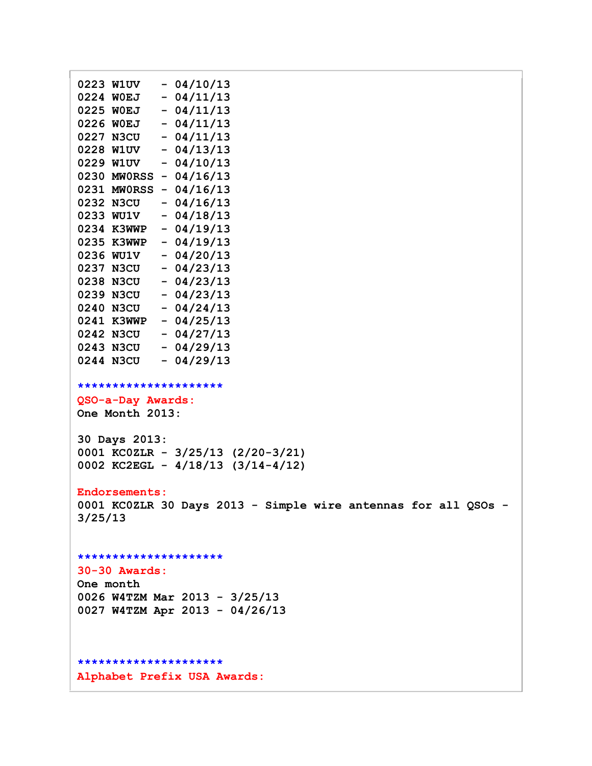0223 W1UV   - 04/10/13
0224 W0EJ   - 04/11/13
0225 W0EJ   - 04/11/13
0226 W0EJ   - 04/11/13
0227 N3CU   - 04/11/13
0228 W1UV   - 04/13/13
0229 W1UV   - 04/10/13
0230 MW0RSS - 04/16/13
0231 MW0RSS - 04/16/13
0232 N3CU   - 04/16/13
0233 WU1V   - 04/18/13
0234 K3WWP  - 04/19/13
0235 K3WWP  - 04/19/13
0236 WU1V   - 04/20/13
0237 N3CU   - 04/23/13
0238 N3CU   - 04/23/13
0239 N3CU   - 04/23/13
0240 N3CU   - 04/24/13
0241 K3WWP  - 04/25/13
0242 N3CU   - 04/27/13
0243 N3CU   - 04/29/13
0244 N3CU   - 04/29/13

*********************

**QSO-a-Day Awards:**

One Month 2013:

30 Days 2013:
0001 KC0ZLR - 3/25/13 (2/20-3/21)
0002 KC2EGL - 4/18/13 (3/14-4/12)

**Endorsements:**

0001 KC0ZLR 30 Days 2013 - Simple wire antennas for all QSOs - 3/25/13

*********************

**30-30 Awards:**

One month
0026 W4TZM Mar 2013 - 3/25/13
0027 W4TZM Apr 2013 - 04/26/13

*********************

**Alphabet Prefix USA Awards:**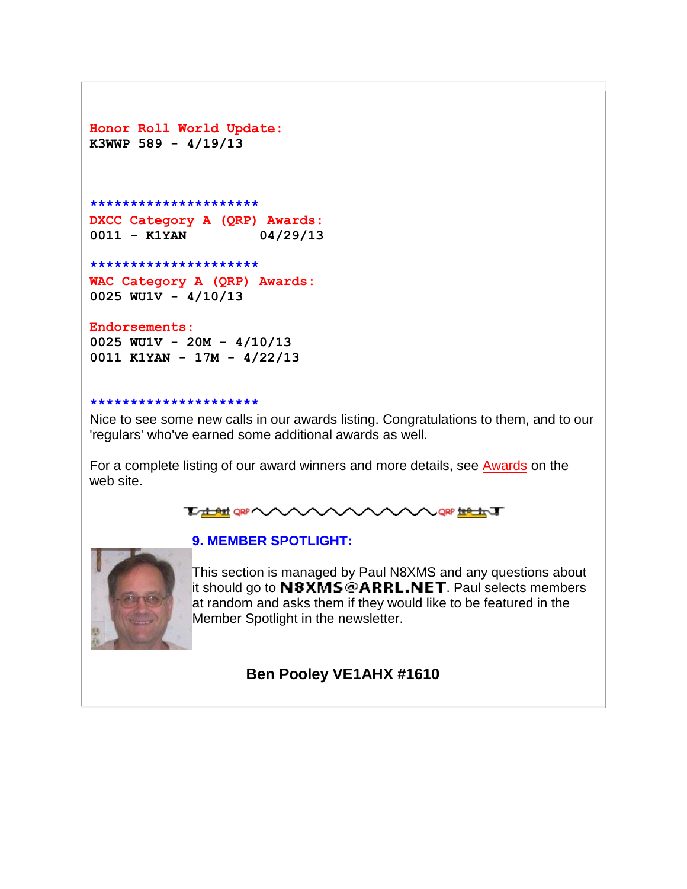**Honor Roll World Update:**
K3WWP 589 - 4/19/13

*********************

**DXCC Category A (QRP) Awards:**
0011 - K1YAN 04/29/13

*********************

**WAC Category A (QRP) Awards:**
0025 WU1V - 4/10/13

**Endorsements:**
0025 WU1V - 20M - 4/10/13
0011 K1YAN - 17M - 4/22/13

*********************

Nice to see some new calls in our awards listing. Congratulations to them, and to our 'regulars' who've earned some additional awards as well.

For a complete listing of our award winners and more details, see Awards on the web site.

## 9. MEMBER SPOTLIGHT:

This section is managed by Paul N8XMS and any questions about it should go to **N8XMS@ARRL.NET**. Paul selects members at random and asks them if they would like to be featured in the Member Spotlight in the newsletter.

### Ben Pooley VE1AHX #1610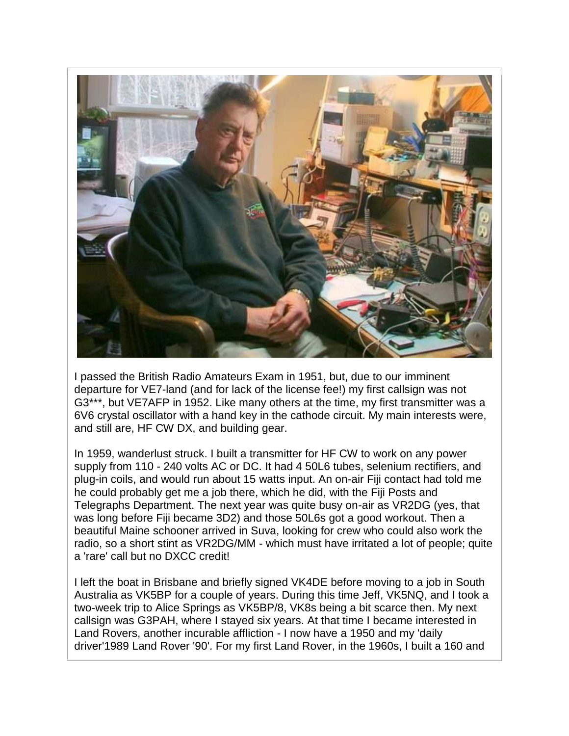I passed the British Radio Amateurs Exam in 1951, but, due to our imminent departure for VE7-land (and for lack of the license fee!) my first callsign was not G3***, but VE7AFP in 1952. Like many others at the time, my first transmitter was a 6V6 crystal oscillator with a hand key in the cathode circuit. My main interests were, and still are, HF CW DX, and building gear.

In 1959, wanderlust struck. I built a transmitter for HF CW to work on any power supply from 110 - 240 volts AC or DC. It had 4 50L6 tubes, selenium rectifiers, and plug-in coils, and would run about 15 watts input. An on-air Fiji contact had told me he could probably get me a job there, which he did, with the Fiji Posts and Telegraphs Department. The next year was quite busy on-air as VR2DG (yes, that was long before Fiji became 3D2) and those 50L6s got a good workout. Then a beautiful Maine schooner arrived in Suva, looking for crew who could also work the radio, so a short stint as VR2DG/MM - which must have irritated a lot of people; quite a 'rare' call but no DXCC credit!

I left the boat in Brisbane and briefly signed VK4DE before moving to a job in South Australia as VK5BP for a couple of years. During this time Jeff, VK5NQ, and I took a two-week trip to Alice Springs as VK5BP/8, VK8s being a bit scarce then. My next callsign was G3PAH, where I stayed six years. At that time I became interested in Land Rovers, another incurable affliction - I now have a 1950 and my 'daily driver'1989 Land Rover '90'. For my first Land Rover, in the 1960s, I built a 160 and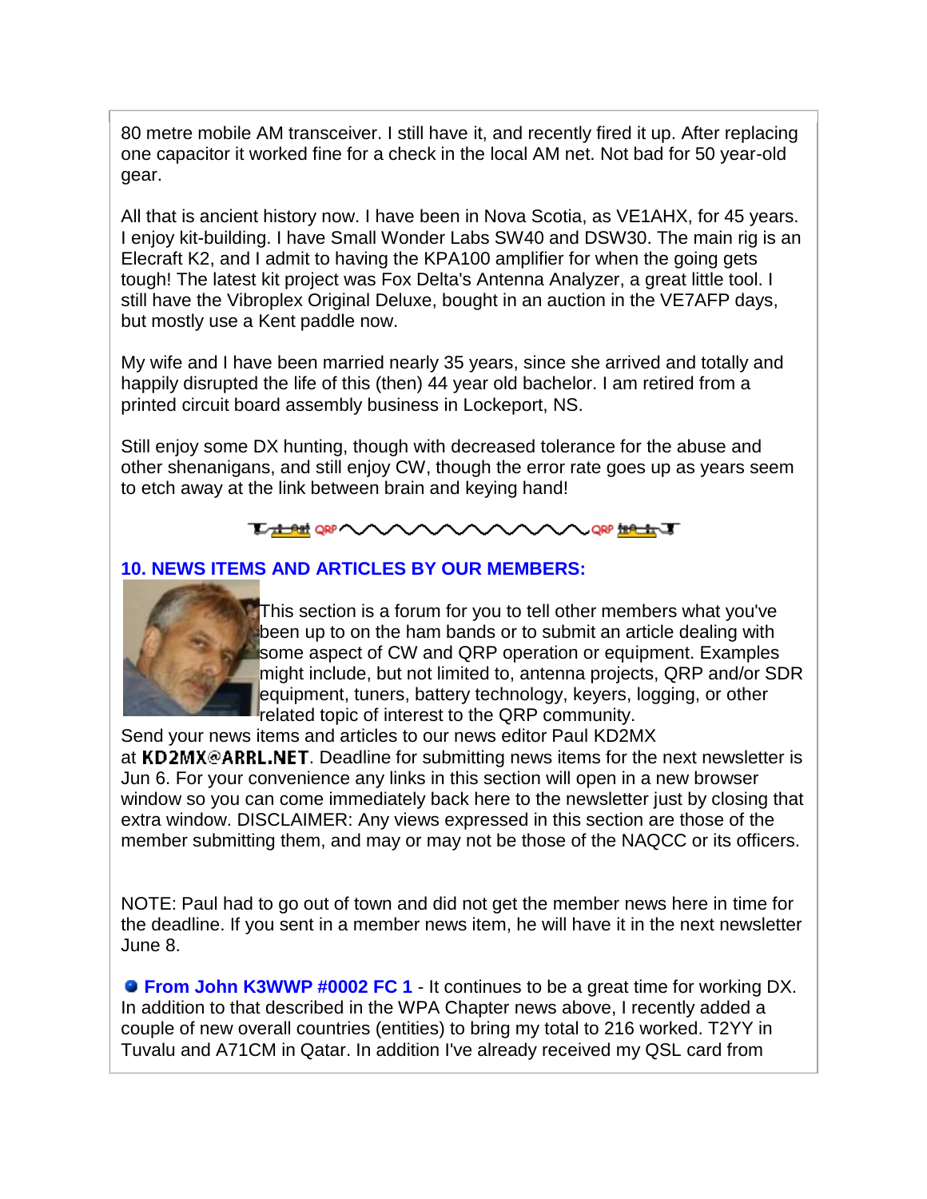80 metre mobile AM transceiver. I still have it, and recently fired it up. After replacing one capacitor it worked fine for a check in the local AM net. Not bad for 50 year-old gear.

All that is ancient history now. I have been in Nova Scotia, as VE1AHX, for 45 years. I enjoy kit-building. I have Small Wonder Labs SW40 and DSW30. The main rig is an Elecraft K2, and I admit to having the KPA100 amplifier for when the going gets tough! The latest kit project was Fox Delta's Antenna Analyzer, a great little tool. I still have the Vibroplex Original Deluxe, bought in an auction in the VE7AFP days, but mostly use a Kent paddle now.

My wife and I have been married nearly 35 years, since she arrived and totally and happily disrupted the life of this (then) 44 year old bachelor. I am retired from a printed circuit board assembly business in Lockeport, NS.

Still enjoy some DX hunting, though with decreased tolerance for the abuse and other shenanigans, and still enjoy CW, though the error rate goes up as years seem to etch away at the link between brain and keying hand!

## 10. NEWS ITEMS AND ARTICLES BY OUR MEMBERS:

This section is a forum for you to tell other members what you've been up to on the ham bands or to submit an article dealing with some aspect of CW and QRP operation or equipment. Examples might include, but not limited to, antenna projects, QRP and/or SDR equipment, tuners, battery technology, keyers, logging, or other related topic of interest to the QRP community.

Send your news items and articles to our news editor Paul KD2MX at **KD2MX@ARRL.NET**. Deadline for submitting news items for the next newsletter is Jun 6. For your convenience any links in this section will open in a new browser window so you can come immediately back here to the newsletter just by closing that extra window. DISCLAIMER: Any views expressed in this section are those of the member submitting them, and may or may not be those of the NAQCC or its officers.

NOTE: Paul had to go out of town and did not get the member news here in time for the deadline. If you sent in a member news item, he will have it in the next newsletter June 8.

- **From John K3WWP #0002 FC 1** - It continues to be a great time for working DX. In addition to that described in the WPA Chapter news above, I recently added a couple of new overall countries (entities) to bring my total to 216 worked. T2YY in Tuvalu and A71CM in Qatar. In addition I've already received my QSL card from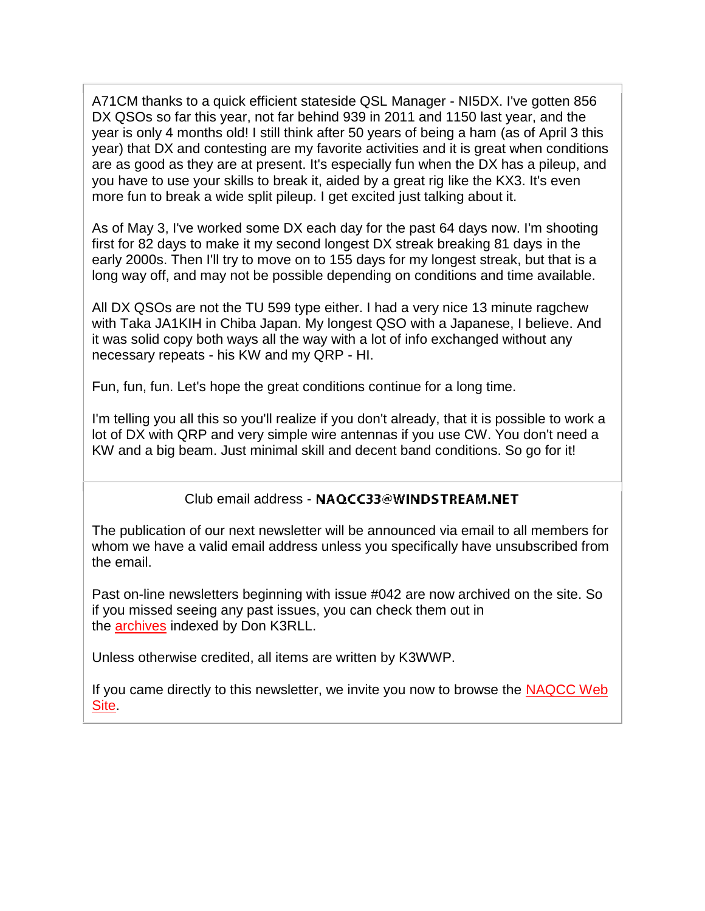A71CM thanks to a quick efficient stateside QSL Manager - NI5DX. I've gotten 856 DX QSOs so far this year, not far behind 939 in 2011 and 1150 last year, and the year is only 4 months old! I still think after 50 years of being a ham (as of April 3 this year) that DX and contesting are my favorite activities and it is great when conditions are as good as they are at present. It's especially fun when the DX has a pileup, and you have to use your skills to break it, aided by a great rig like the KX3. It's even more fun to break a wide split pileup. I get excited just talking about it.

As of May 3, I've worked some DX each day for the past 64 days now. I'm shooting first for 82 days to make it my second longest DX streak breaking 81 days in the early 2000s. Then I'll try to move on to 155 days for my longest streak, but that is a long way off, and may not be possible depending on conditions and time available.

All DX QSOs are not the TU 599 type either. I had a very nice 13 minute ragchew with Taka JA1KIH in Chiba Japan. My longest QSO with a Japanese, I believe. And it was solid copy both ways all the way with a lot of info exchanged without any necessary repeats - his KW and my QRP - HI.

Fun, fun, fun. Let's hope the great conditions continue for a long time.

I'm telling you all this so you'll realize if you don't already, that it is possible to work a lot of DX with QRP and very simple wire antennas if you use CW. You don't need a KW and a big beam. Just minimal skill and decent band conditions. So go for it!

---

Club email address - **NAQCC33@WINDSTREAM.NET**

The publication of our next newsletter will be announced via email to all members for whom we have a valid email address unless you specifically have unsubscribed from the email.

Past on-line newsletters beginning with issue #042 are now archived on the site. So if you missed seeing any past issues, you can check them out in the archives indexed by Don K3RLL.

Unless otherwise credited, all items are written by K3WWP.

If you came directly to this newsletter, we invite you now to browse the NAQCC Web Site.